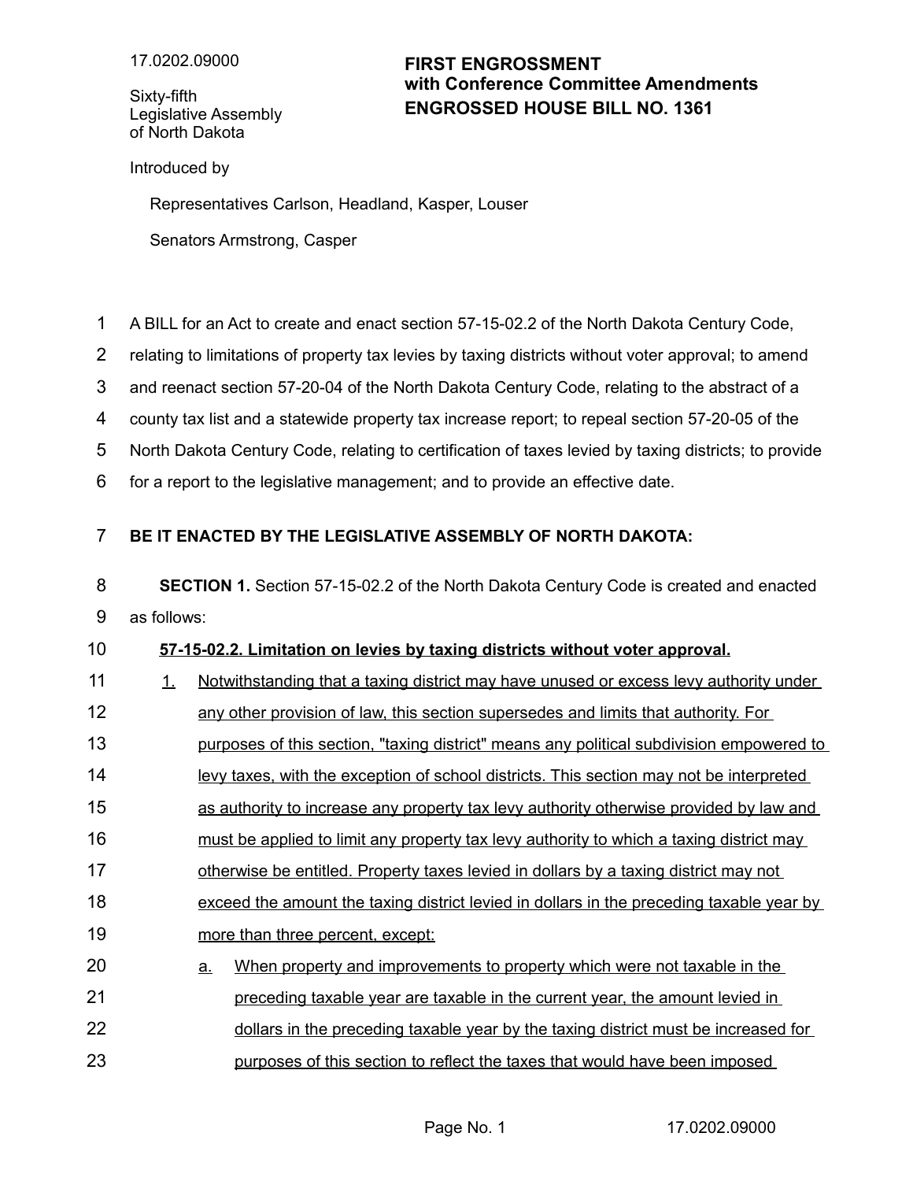17.0202.09000

Sixty-fifth Legislative Assembly of North Dakota

**FIRST ENGROSSMENT with Conference Committee Amendments ENGROSSED HOUSE BILL NO. 1361**

Introduced by

Representatives Carlson, Headland, Kasper, Louser

Senators Armstrong, Casper

A BILL for an Act to create and enact section 57-15-02.2 of the North Dakota Century Code, relating to limitations of property tax levies by taxing districts without voter approval; to amend and reenact section 57-20-04 of the North Dakota Century Code, relating to the abstract of a county tax list and a statewide property tax increase report; to repeal section 57-20-05 of the North Dakota Century Code, relating to certification of taxes levied by taxing districts; to provide for a report to the legislative management; and to provide an effective date.

**BE IT ENACTED BY THE LEGISLATIVE ASSEMBLY OF NORTH DAKOTA:**

**SECTION 1.** Section 57-15-02.2 of the North Dakota Century Code is created and enacted as follows:

**57-15-02.2. Limitation on levies by taxing districts without voter approval.**

1. Notwithstanding that a taxing district may have unused or excess levy authority under any other provision of law, this section supersedes and limits that authority. For purposes of this section, "taxing district" means any political subdivision empowered to levy taxes, with the exception of school districts. This section may not be interpreted as authority to increase any property tax levy authority otherwise provided by law and must be applied to limit any property tax levy authority to which a taxing district may otherwise be entitled. Property taxes levied in dollars by a taxing district may not exceed the amount the taxing district levied in dollars in the preceding taxable year by more than three percent, except:

   a. When property and improvements to property which were not taxable in the preceding taxable year are taxable in the current year, the amount levied in dollars in the preceding taxable year by the taxing district must be increased for purposes of this section to reflect the taxes that would have been imposed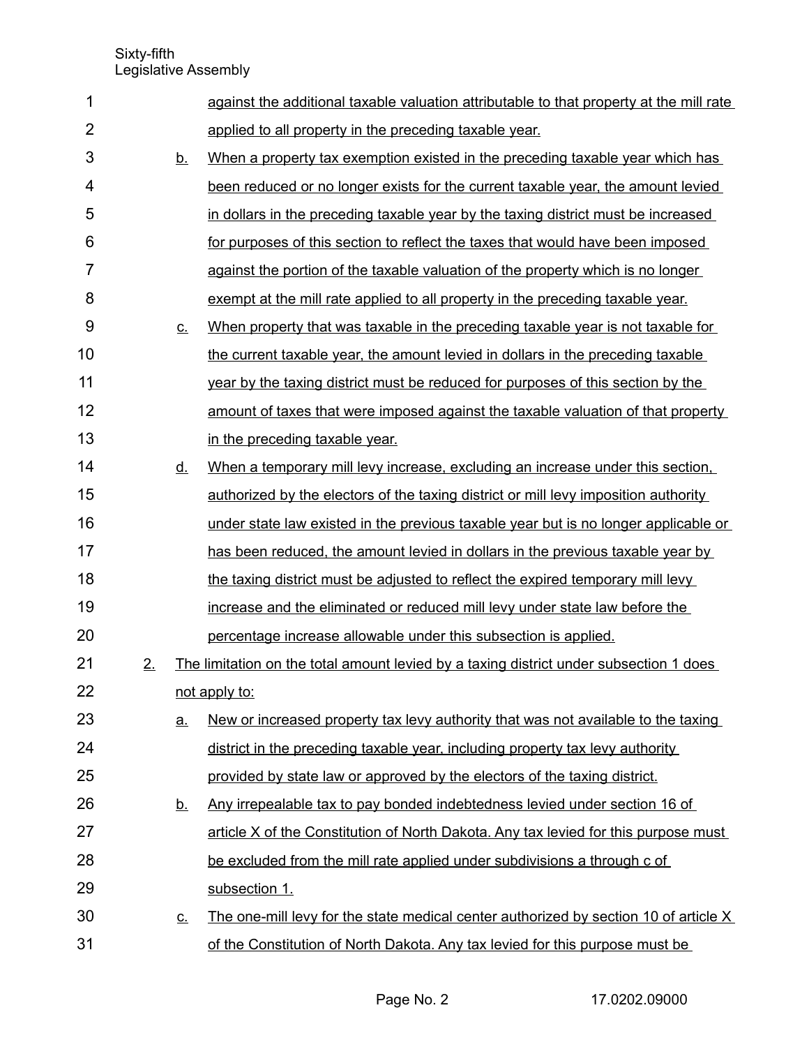against the additional taxable valuation attributable to that property at the mill rate applied to all property in the preceding taxable year.

b. When a property tax exemption existed in the preceding taxable year which has been reduced or no longer exists for the current taxable year, the amount levied in dollars in the preceding taxable year by the taxing district must be increased for purposes of this section to reflect the taxes that would have been imposed against the portion of the taxable valuation of the property which is no longer exempt at the mill rate applied to all property in the preceding taxable year.

c. When property that was taxable in the preceding taxable year is not taxable for the current taxable year, the amount levied in dollars in the preceding taxable year by the taxing district must be reduced for purposes of this section by the amount of taxes that were imposed against the taxable valuation of that property in the preceding taxable year.

d. When a temporary mill levy increase, excluding an increase under this section, authorized by the electors of the taxing district or mill levy imposition authority under state law existed in the previous taxable year but is no longer applicable or has been reduced, the amount levied in dollars in the previous taxable year by the taxing district must be adjusted to reflect the expired temporary mill levy increase and the eliminated or reduced mill levy under state law before the percentage increase allowable under this subsection is applied.

2. The limitation on the total amount levied by a taxing district under subsection 1 does not apply to:

a. New or increased property tax levy authority that was not available to the taxing district in the preceding taxable year, including property tax levy authority provided by state law or approved by the electors of the taxing district.

b. Any irrepealable tax to pay bonded indebtedness levied under section 16 of article X of the Constitution of North Dakota. Any tax levied for this purpose must be excluded from the mill rate applied under subdivisions a through c of subsection 1.

c. The one-mill levy for the state medical center authorized by section 10 of article X of the Constitution of North Dakota. Any tax levied for this purpose must be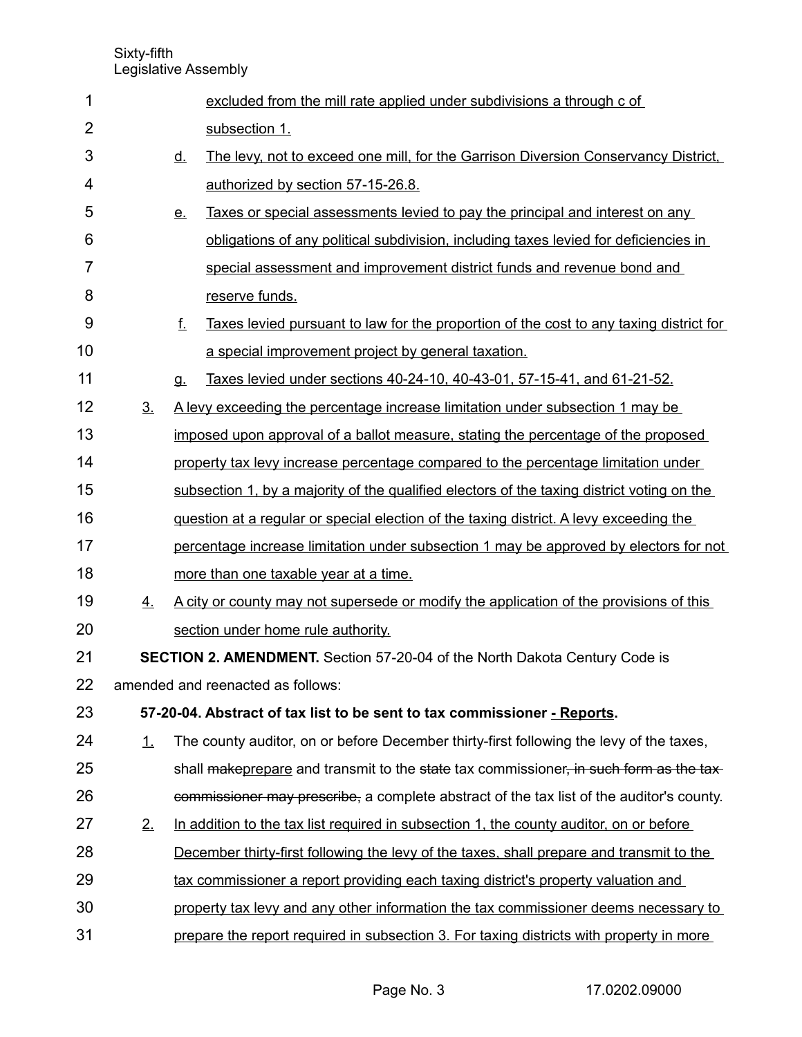excluded from the mill rate applied under subdivisions a through c of subsection 1.

d. The levy, not to exceed one mill, for the Garrison Diversion Conservancy District, authorized by section 57-15-26.8.

e. Taxes or special assessments levied to pay the principal and interest on any obligations of any political subdivision, including taxes levied for deficiencies in special assessment and improvement district funds and revenue bond and reserve funds.

f. Taxes levied pursuant to law for the proportion of the cost to any taxing district for a special improvement project by general taxation.

g. Taxes levied under sections 40-24-10, 40-43-01, 57-15-41, and 61-21-52.

3. A levy exceeding the percentage increase limitation under subsection 1 may be imposed upon approval of a ballot measure, stating the percentage of the proposed property tax levy increase percentage compared to the percentage limitation under subsection 1, by a majority of the qualified electors of the taxing district voting on the question at a regular or special election of the taxing district. A levy exceeding the percentage increase limitation under subsection 1 may be approved by electors for not more than one taxable year at a time.

4. A city or county may not supersede or modify the application of the provisions of this section under home rule authority.

**SECTION 2. AMENDMENT.** Section 57-20-04 of the North Dakota Century Code is amended and reenacted as follows:

**57-20-04. Abstract of tax list to be sent to tax commissioner - Reports.**

1. The county auditor, on or before December thirty-first following the levy of the taxes, shall ~~make~~prepare and transmit to the ~~state~~ tax commissioner~~, in such form as the tax commissioner may prescribe,~~ a complete abstract of the tax list of the auditor's county.

2. In addition to the tax list required in subsection 1, the county auditor, on or before December thirty-first following the levy of the taxes, shall prepare and transmit to the tax commissioner a report providing each taxing district's property valuation and property tax levy and any other information the tax commissioner deems necessary to prepare the report required in subsection 3. For taxing districts with property in more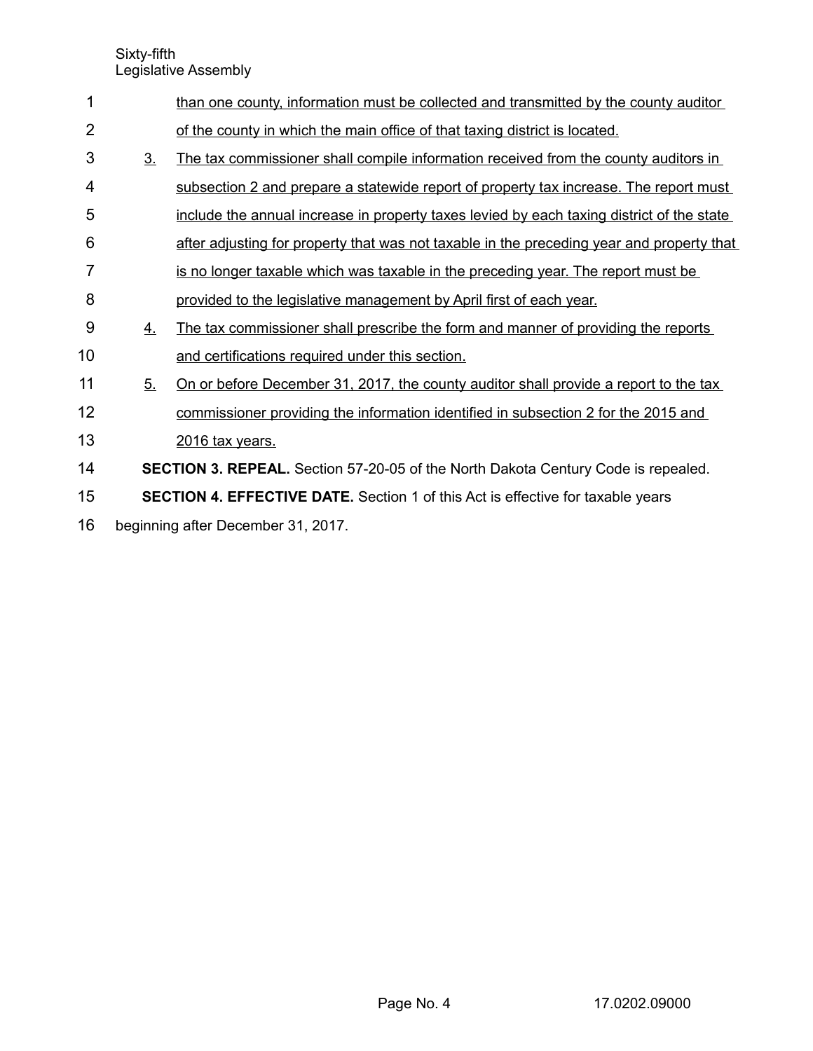than one county, information must be collected and transmitted by the county auditor of the county in which the main office of that taxing district is located.

3. The tax commissioner shall compile information received from the county auditors in subsection 2 and prepare a statewide report of property tax increase. The report must include the annual increase in property taxes levied by each taxing district of the state after adjusting for property that was not taxable in the preceding year and property that is no longer taxable which was taxable in the preceding year. The report must be provided to the legislative management by April first of each year.

4. The tax commissioner shall prescribe the form and manner of providing the reports and certifications required under this section.

5. On or before December 31, 2017, the county auditor shall provide a report to the tax commissioner providing the information identified in subsection 2 for the 2015 and 2016 tax years.

**SECTION 3. REPEAL.** Section 57-20-05 of the North Dakota Century Code is repealed.

**SECTION 4. EFFECTIVE DATE.** Section 1 of this Act is effective for taxable years beginning after December 31, 2017.